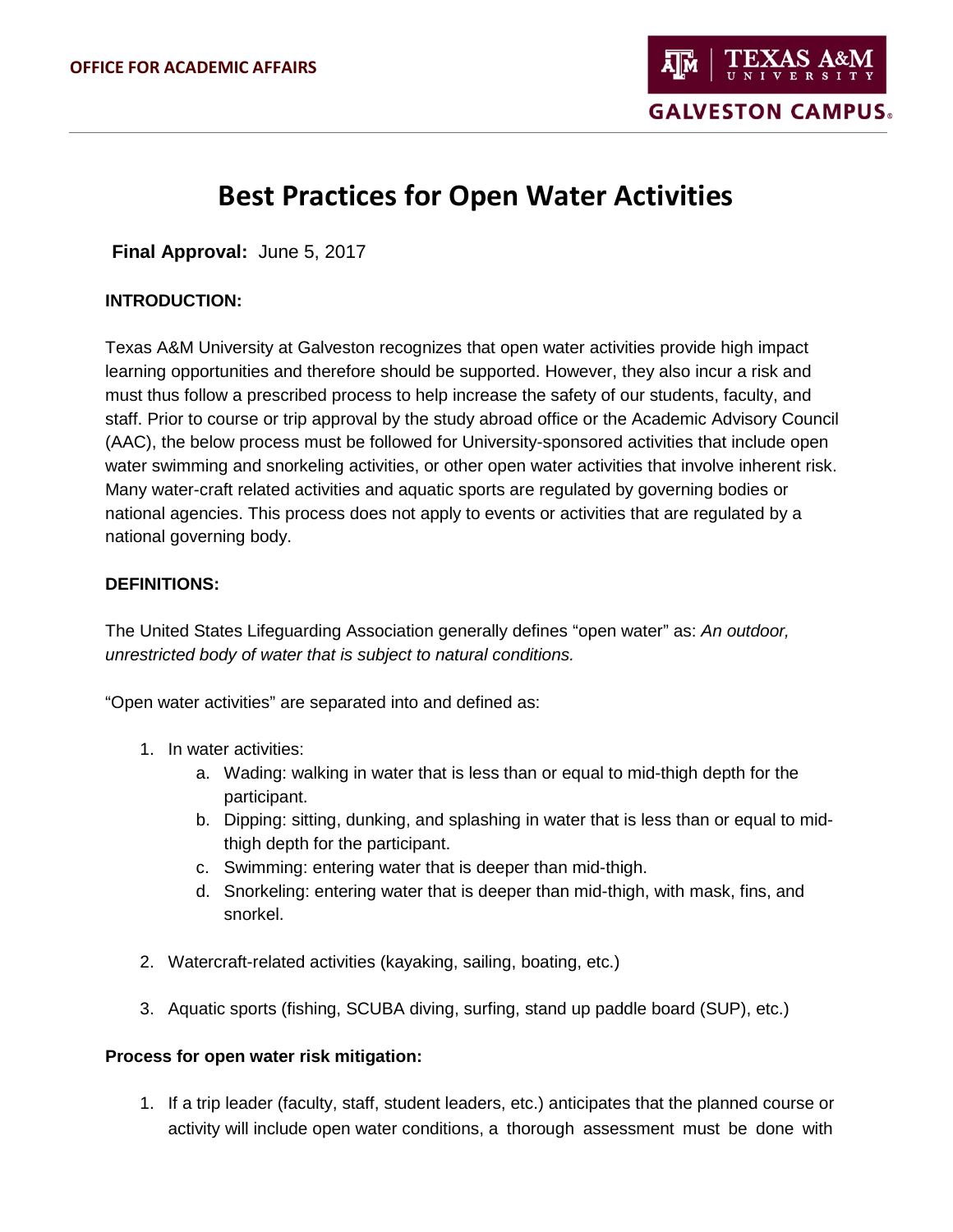OFFICE FOR ACADEMIC AFFAIRS

# Best Practices for Open Water Activities

**Final Approval:** June 5, 2017

**INTRODUCTION:**

Texas A&M University at Galveston recognizes that open water activities provide high impact learning opportunities and therefore should be supported. However, they also incur a risk and must thus follow a prescribed process to help increase the safety of our students, faculty, and staff. Prior to course or trip approval by the study abroad office or the Academic Advisory Council (AAC), the below process must be followed for University-sponsored activities that include open water swimming and snorkeling activities, or other open water activities that involve inherent risk. Many water-craft related activities and aquatic sports are regulated by governing bodies or national agencies. This process does not apply to events or activities that are regulated by a national governing body.

**DEFINITIONS:**

The United States Lifeguarding Association generally defines "open water" as: *An outdoor, unrestricted body of water that is subject to natural conditions.*

"Open water activities" are separated into and defined as:

1. In water activities:
    a. Wading: walking in water that is less than or equal to mid-thigh depth for the participant.
    b. Dipping: sitting, dunking, and splashing in water that is less than or equal to mid-thigh depth for the participant.
    c. Swimming: entering water that is deeper than mid-thigh.
    d. Snorkeling: entering water that is deeper than mid-thigh, with mask, fins, and snorkel.

2. Watercraft-related activities (kayaking, sailing, boating, etc.)

3. Aquatic sports (fishing, SCUBA diving, surfing, stand up paddle board (SUP), etc.)

**Process for open water risk mitigation:**

1. If a trip leader (faculty, staff, student leaders, etc.) anticipates that the planned course or activity will include open water conditions, a thorough assessment must be done with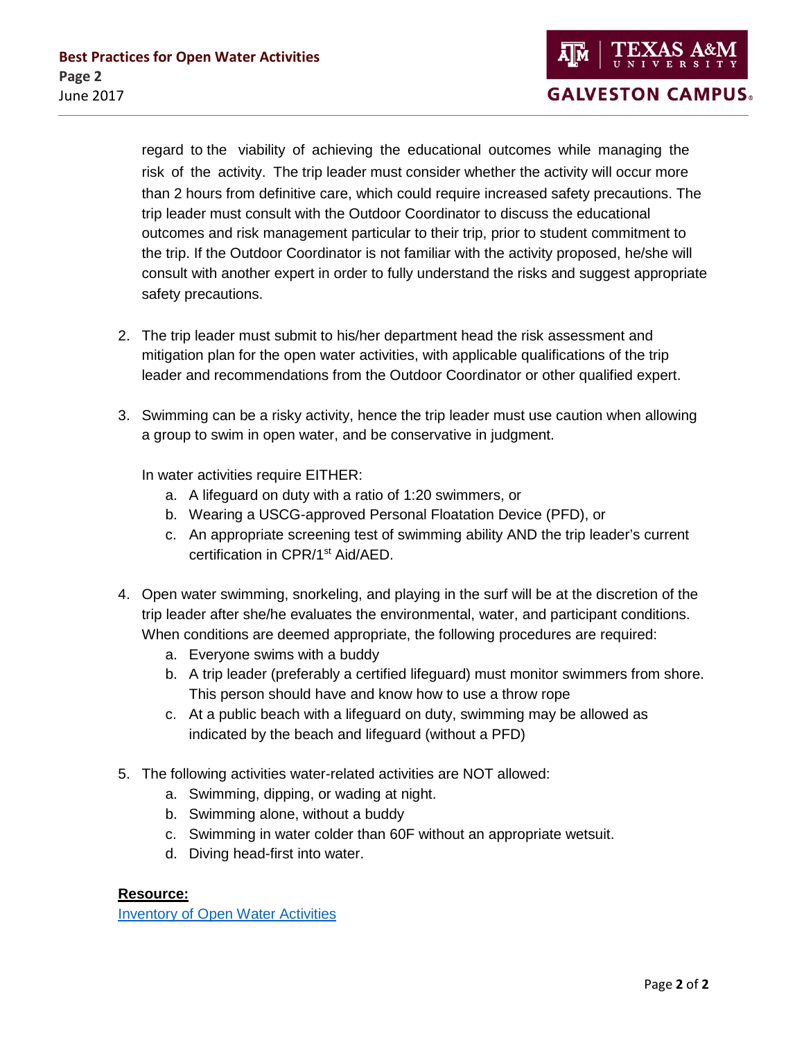regard to the viability of achieving the educational outcomes while managing the risk of the activity. The trip leader must consider whether the activity will occur more than 2 hours from definitive care, which could require increased safety precautions. The trip leader must consult with the Outdoor Coordinator to discuss the educational outcomes and risk management particular to their trip, prior to student commitment to the trip. If the Outdoor Coordinator is not familiar with the activity proposed, he/she will consult with another expert in order to fully understand the risks and suggest appropriate safety precautions.

2. The trip leader must submit to his/her department head the risk assessment and mitigation plan for the open water activities, with applicable qualifications of the trip leader and recommendations from the Outdoor Coordinator or other qualified expert.

3. Swimming can be a risky activity, hence the trip leader must use caution when allowing a group to swim in open water, and be conservative in judgment.

   In water activities require EITHER:
   a. A lifeguard on duty with a ratio of 1:20 swimmers, or
   b. Wearing a USCG-approved Personal Floatation Device (PFD), or
   c. An appropriate screening test of swimming ability AND the trip leader's current certification in CPR/1st Aid/AED.

4. Open water swimming, snorkeling, and playing in the surf will be at the discretion of the trip leader after she/he evaluates the environmental, water, and participant conditions. When conditions are deemed appropriate, the following procedures are required:
   a. Everyone swims with a buddy
   b. A trip leader (preferably a certified lifeguard) must monitor swimmers from shore. This person should have and know how to use a throw rope
   c. At a public beach with a lifeguard on duty, swimming may be allowed as indicated by the beach and lifeguard (without a PFD)

5. The following activities water-related activities are NOT allowed:
   a. Swimming, dipping, or wading at night.
   b. Swimming alone, without a buddy
   c. Swimming in water colder than 60F without an appropriate wetsuit.
   d. Diving head-first into water.

**Resource:**

Inventory of Open Water Activities